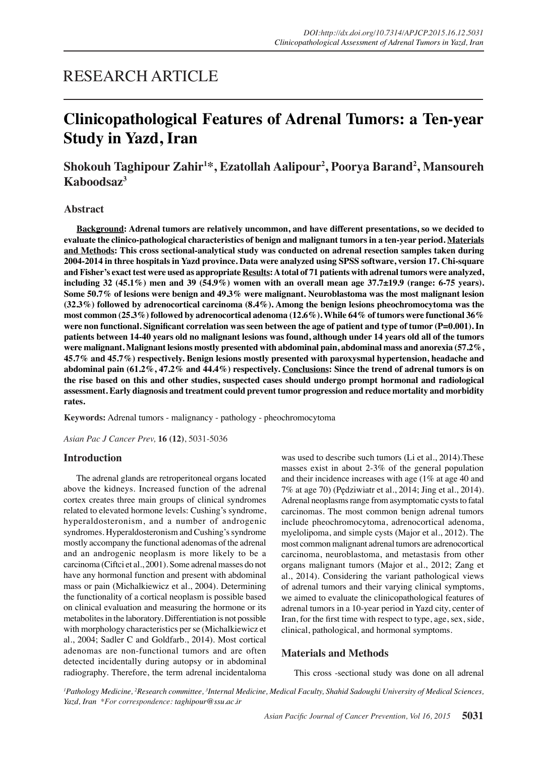RESEARCH ARTICLE

# Clinicopathological Features of Adrenal Tumors: a Ten-year Study in Yazd, Iran

**Shokouh Taghipour Zahir[1]*, Ezatollah Aalipour[2], Poorya Barand[2], Mansoureh Kaboodsaz[3]**

## Abstract

**Background: Adrenal tumors are relatively uncommon, and have different presentations, so we decided to evaluate the clinico-pathological characteristics of benign and malignant tumors in a ten-year period. Materials and Methods: This cross sectional-analytical study was conducted on adrenal resection samples taken during 2004-2014 in three hospitals in Yazd province. Data were analyzed using SPSS software, version 17. Chi-square and Fisher's exact test were used as appropriate Results: A total of 71 patients with adrenal tumors were analyzed, including 32 (45.1%) men and 39 (54.9%) women with an overall mean age 37.7±19.9 (range: 6-75 years). Some 50.7% of lesions were benign and 49.3% were malignant. Neuroblastoma was the most malignant lesion (32.3%) followed by adrenocortical carcinoma (8.4%). Among the benign lesions pheochromocytoma was the most common (25.3%) followed by adrenocortical adenoma (12.6%). While 64% of tumors were functional 36% were non functional. Significant correlation was seen between the age of patient and type of tumor (P=0.001). In patients between 14-40 years old no malignant lesions was found, although under 14 years old all of the tumors were malignant. Malignant lesions mostly presented with abdominal pain, abdominal mass and anorexia (57.2%, 45.7% and 45.7%) respectively. Benign lesions mostly presented with paroxysmal hypertension, headache and abdominal pain (61.2%, 47.2% and 44.4%) respectively. Conclusions: Since the trend of adrenal tumors is on the rise based on this and other studies, suspected cases should undergo prompt hormonal and radiological assessment. Early diagnosis and treatment could prevent tumor progression and reduce mortality and morbidity rates.**

**Keywords:** Adrenal tumors - malignancy - pathology - pheochromocytoma

*Asian Pac J Cancer Prev,* **16 (12)**, 5031-5036

## Introduction

The adrenal glands are retroperitoneal organs located above the kidneys. Increased function of the adrenal cortex creates three main groups of clinical syndromes related to elevated hormone levels: Cushing's syndrome, hyperaldosteronism, and a number of androgenic syndromes. Hyperaldosteronism and Cushing's syndrome mostly accompany the functional adenomas of the adrenal and an androgenic neoplasm is more likely to be a carcinoma (Ciftci et al., 2001). Some adrenal masses do not have any hormonal function and present with abdominal mass or pain (Michalkiewicz et al., 2004). Determining the functionality of a cortical neoplasm is possible based on clinical evaluation and measuring the hormone or its metabolites in the laboratory. Differentiation is not possible with morphology characteristics per se (Michalkiewicz et al., 2004; Sadler C and Goldfarb., 2014). Most cortical adenomas are non-functional tumors and are often detected incidentally during autopsy or in abdominal radiography. Therefore, the term adrenal incidentaloma was used to describe such tumors (Li et al., 2014).These masses exist in about 2-3% of the general population and their incidence increases with age (1% at age 40 and 7% at age 70) (Pędziwiatr et al., 2014; Jing et al., 2014). Adrenal neoplasms range from asymptomatic cysts to fatal carcinomas. The most common benign adrenal tumors include pheochromocytoma, adrenocortical adenoma, myelolipoma, and simple cysts (Major et al., 2012). The most common malignant adrenal tumors are adrenocortical carcinoma, neuroblastoma, and metastasis from other organs malignant tumors (Major et al., 2012; Zang et al., 2014). Considering the variant pathological views of adrenal tumors and their varying clinical symptoms, we aimed to evaluate the clinicopathological features of adrenal tumors in a 10-year period in Yazd city, center of Iran, for the first time with respect to type, age, sex, side, clinical, pathological, and hormonal symptoms.

## Materials and Methods

This cross -sectional study was done on all adrenal

*[1]Pathology Medicine, [2]Research committee, [3]Internal Medicine, Medical Faculty, Shahid Sadoughi University of Medical Sciences, Yazd, Iran *For correspondence: taghipour@ssu.ac.ir*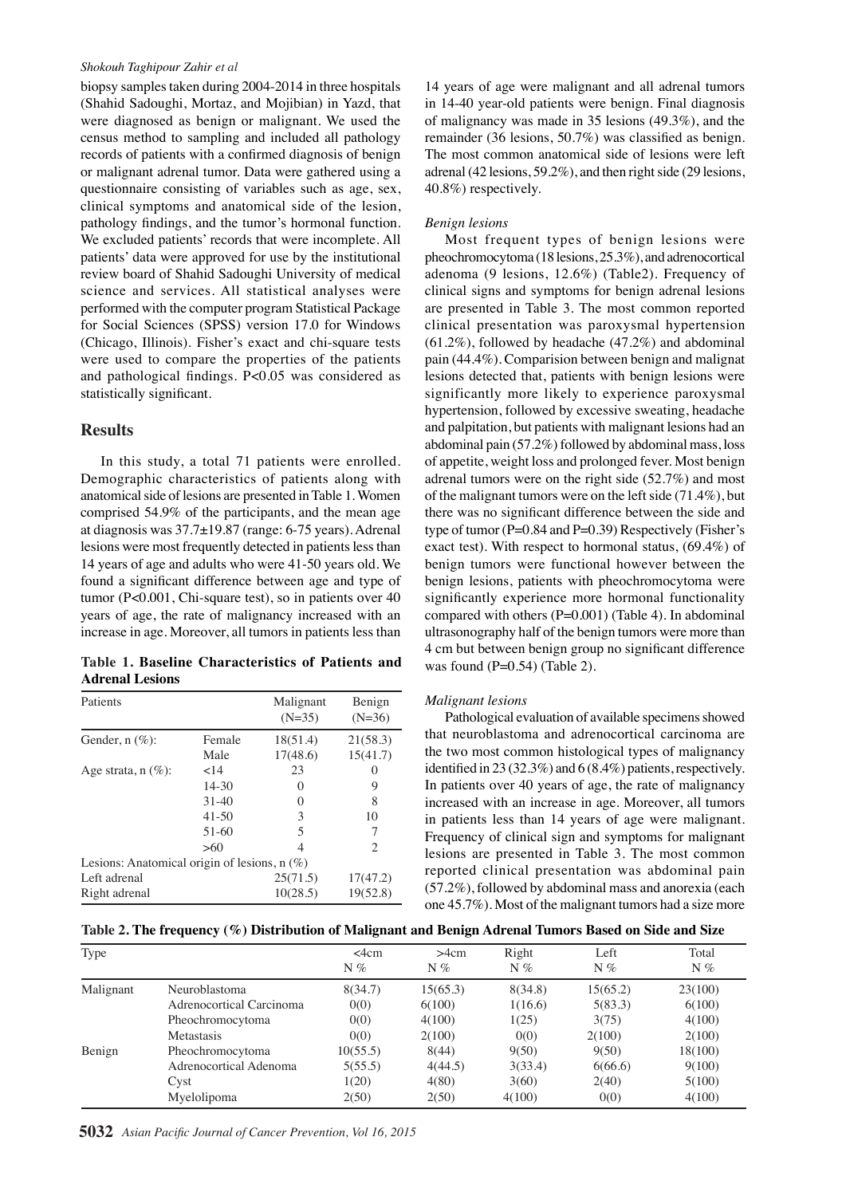biopsy samples taken during 2004-2014 in three hospitals (Shahid Sadoughi, Mortaz, and Mojibian) in Yazd, that were diagnosed as benign or malignant. We used the census method to sampling and included all pathology records of patients with a confirmed diagnosis of benign or malignant adrenal tumor. Data were gathered using a questionnaire consisting of variables such as age, sex, clinical symptoms and anatomical side of the lesion, pathology findings, and the tumor's hormonal function. We excluded patients' records that were incomplete. All patients' data were approved for use by the institutional review board of Shahid Sadoughi University of medical science and services. All statistical analyses were performed with the computer program Statistical Package for Social Sciences (SPSS) version 17.0 for Windows (Chicago, Illinois). Fisher's exact and chi-square tests were used to compare the properties of the patients and pathological findings. $P<0.05$ was considered as statistically significant.

## Results

In this study, a total 71 patients were enrolled. Demographic characteristics of patients along with anatomical side of lesions are presented in Table 1. Women comprised 54.9% of the participants, and the mean age at diagnosis was 37.7±19.87 (range: 6-75 years). Adrenal lesions were most frequently detected in patients less than 14 years of age and adults who were 41-50 years old. We found a significant difference between age and type of tumor ($P<0.001$, Chi-square test), so in patients over 40 years of age, the rate of malignancy increased with an increase in age. Moreover, all tumors in patients less than 14 years of age were malignant and all adrenal tumors in 14-40 year-old patients were benign. Final diagnosis of malignancy was made in 35 lesions (49.3%), and the remainder (36 lesions, 50.7%) was classified as benign. The most common anatomical side of lesions were left adrenal (42 lesions, 59.2%), and then right side (29 lesions, 40.8%) respectively.

**Table 1. Baseline Characteristics of Patients and Adrenal Lesions**

| Patients | | Malignant (N=35) | Benign (N=36) |
|---|---|---|---|
| Gender, n (%): | Female | 18(51.4) | 21(58.3) |
| | Male | 17(48.6) | 15(41.7) |
| Age strata, n (%): | <14 | 23 | 0 |
| | 14-30 | 0 | 9 |
| | 31-40 | 0 | 8 |
| | 41-50 | 3 | 10 |
| | 51-60 | 5 | 7 |
| | >60 | 4 | 2 |
| Lesions: Anatomical origin of lesions, n (%) | | | |
| Left adrenal | | 25(71.5) | 17(47.2) |
| Right adrenal | | 10(28.5) | 19(52.8) |

### *Benign lesions*

Most frequent types of benign lesions were pheochromocytoma (18 lesions, 25.3%), and adrenocortical adenoma (9 lesions, 12.6%) (Table2). Frequency of clinical signs and symptoms for benign adrenal lesions are presented in Table 3. The most common reported clinical presentation was paroxysmal hypertension (61.2%), followed by headache (47.2%) and abdominal pain (44.4%). Comparision between benign and malignat lesions detected that, patients with benign lesions were significantly more likely to experience paroxysmal hypertension, followed by excessive sweating, headache and palpitation, but patients with malignant lesions had an abdominal pain (57.2%) followed by abdominal mass, loss of appetite, weight loss and prolonged fever. Most benign adrenal tumors were on the right side (52.7%) and most of the malignant tumors were on the left side (71.4%), but there was no significant difference between the side and type of tumor (P=0.84 and P=0.39) Respectively (Fisher's exact test). With respect to hormonal status, (69.4%) of benign tumors were functional however between the benign lesions, patients with pheochromocytoma were significantly experience more hormonal functionality compared with others (P=0.001) (Table 4). In abdominal ultrasonography half of the benign tumors were more than 4 cm but between benign group no significant difference was found (P=0.54) (Table 2).

### *Malignant lesions*

Pathological evaluation of available specimens showed that neuroblastoma and adrenocortical carcinoma are the two most common histological types of malignancy identified in 23 (32.3%) and 6 (8.4%) patients, respectively. In patients over 40 years of age, the rate of malignancy increased with an increase in age. Moreover, all tumors in patients less than 14 years of age were malignant. Frequency of clinical sign and symptoms for malignant lesions are presented in Table 3. The most common reported clinical presentation was abdominal pain (57.2%), followed by abdominal mass and anorexia (each one 45.7%). Most of the malignant tumors had a size more

**Table 2. The frequency (%) Distribution of Malignant and Benign Adrenal Tumors Based on Side and Size**

| Type | | <4cm N % | >4cm N % | Right N % | Left N % | Total N % |
|---|---|---|---|---|---|---|
| Malignant | Neuroblastoma | 8(34.7) | 15(65.3) | 8(34.8) | 15(65.2) | 23(100) |
| | Adrenocortical Carcinoma | 0(0) | 6(100) | 1(16.6) | 5(83.3) | 6(100) |
| | Pheochromocytoma | 0(0) | 4(100) | 1(25) | 3(75) | 4(100) |
| | Metastasis | 0(0) | 2(100) | 0(0) | 2(100) | 2(100) |
| Benign | Pheochromocytoma | 10(55.5) | 8(44) | 9(50) | 9(50) | 18(100) |
| | Adrenocortical Adenoma | 5(55.5) | 4(44.5) | 3(33.4) | 6(66.6) | 9(100) |
| | Cyst | 1(20) | 4(80) | 3(60) | 2(40) | 5(100) |
| | Myelolipoma | 2(50) | 2(50) | 4(100) | 0(0) | 4(100) |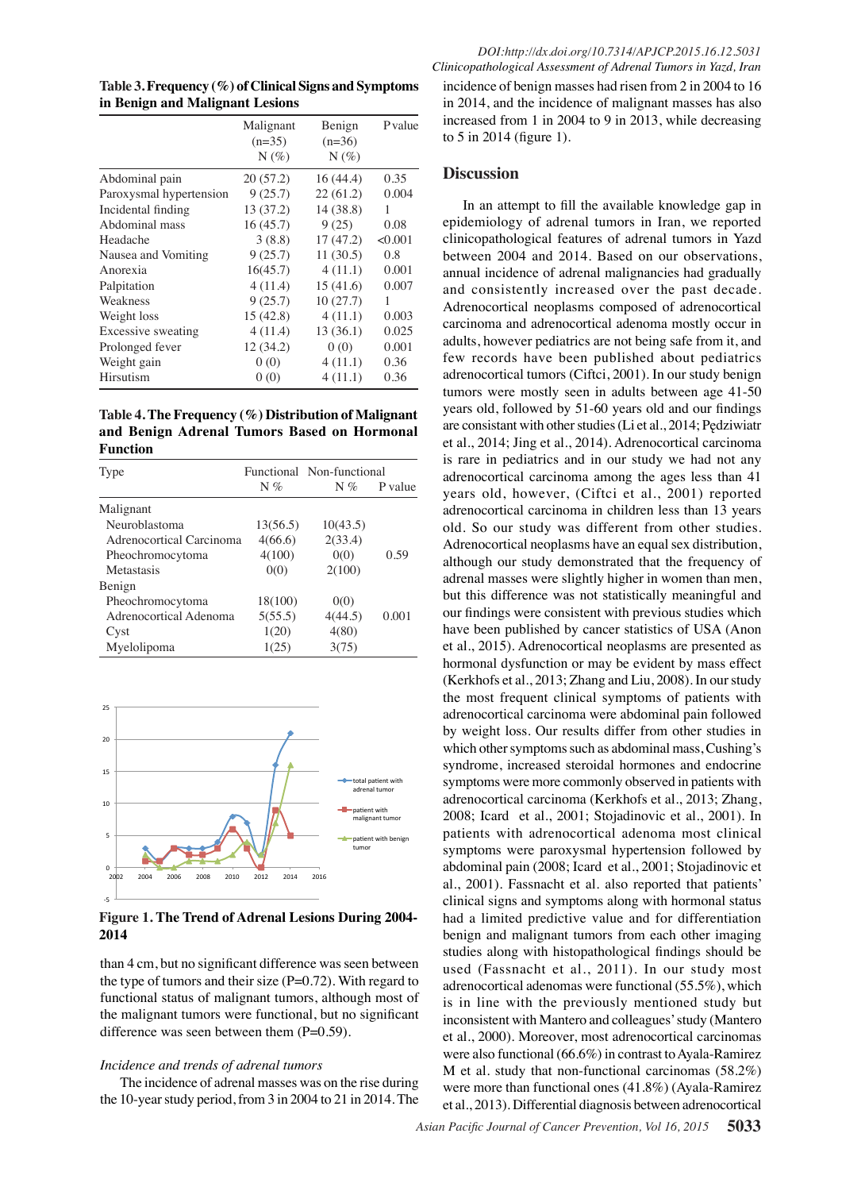**Table 3. Frequency (%) of Clinical Signs and Symptoms in Benign and Malignant Lesions**

| | Malignant (n=35) N (%) | Benign (n=36) N (%) | P value |
|---|---|---|---|
| Abdominal pain | 20 (57.2) | 16 (44.4) | 0.35 |
| Paroxysmal hypertension | 9 (25.7) | 22 (61.2) | 0.004 |
| Incidental finding | 13 (37.2) | 14 (38.8) | 1 |
| Abdominal mass | 16 (45.7) | 9 (25) | 0.08 |
| Headache | 3 (8.8) | 17 (47.2) | <0.001 |
| Nausea and Vomiting | 9 (25.7) | 11 (30.5) | 0.8 |
| Anorexia | 16(45.7) | 4 (11.1) | 0.001 |
| Palpitation | 4 (11.4) | 15 (41.6) | 0.007 |
| Weakness | 9 (25.7) | 10 (27.7) | 1 |
| Weight loss | 15 (42.8) | 4 (11.1) | 0.003 |
| Excessive sweating | 4 (11.4) | 13 (36.1) | 0.025 |
| Prolonged fever | 12 (34.2) | 0 (0) | 0.001 |
| Weight gain | 0 (0) | 4 (11.1) | 0.36 |
| Hirsutism | 0 (0) | 4 (11.1) | 0.36 |

**Table 4. The Frequency (%) Distribution of Malignant and Benign Adrenal Tumors Based on Hormonal Function**

| Type | Functional N % | Non-functional N % | P value |
|---|---|---|---|
| Malignant | | | |
| Neuroblastoma | 13(56.5) | 10(43.5) | |
| Adrenocortical Carcinoma | 4(66.6) | 2(33.4) | |
| Pheochromocytoma | 4(100) | 0(0) | 0.59 |
| Metastasis | 0(0) | 2(100) | |
| Benign | | | |
| Pheochromocytoma | 18(100) | 0(0) | |
| Adrenocortical Adenoma | 5(55.5) | 4(44.5) | 0.001 |
| Cyst | 1(20) | 4(80) | |
| Myelolipoma | 1(25) | 3(75) | |

**Figure 1. The Trend of Adrenal Lesions During 2004-2014**

than 4 cm, but no significant difference was seen between the type of tumors and their size (P=0.72). With regard to functional status of malignant tumors, although most of the malignant tumors were functional, but no significant difference was seen between them (P=0.59).

*Incidence and trends of adrenal tumors*

The incidence of adrenal masses was on the rise during the 10-year study period, from 3 in 2004 to 21 in 2014. The incidence of benign masses had risen from 2 in 2004 to 16 in 2014, and the incidence of malignant masses has also increased from 1 in 2004 to 9 in 2013, while decreasing to 5 in 2014 (figure 1).

## Discussion

In an attempt to fill the available knowledge gap in epidemiology of adrenal tumors in Iran, we reported clinicopathological features of adrenal tumors in Yazd between 2004 and 2014. Based on our observations, annual incidence of adrenal malignancies had gradually and consistently increased over the past decade. Adrenocortical neoplasms composed of adrenocortical carcinoma and adrenocortical adenoma mostly occur in adults, however pediatrics are not being safe from it, and few records have been published about pediatrics adrenocortical tumors (Ciftci, 2001). In our study benign tumors were mostly seen in adults between age 41-50 years old, followed by 51-60 years old and our findings are consistant with other studies (Li et al., 2014; Pędziwiatr et al., 2014; Jing et al., 2014). Adrenocortical carcinoma is rare in pediatrics and in our study we had not any adrenocortical carcinoma among the ages less than 41 years old, however, (Ciftci et al., 2001) reported adrenocortical carcinoma in children less than 13 years old. So our study was different from other studies. Adrenocortical neoplasms have an equal sex distribution, although our study demonstrated that the frequency of adrenal masses were slightly higher in women than men, but this difference was not statistically meaningful and our findings were consistent with previous studies which have been published by cancer statistics of USA (Anon et al., 2015). Adrenocortical neoplasms are presented as hormonal dysfunction or may be evident by mass effect (Kerkhofs et al., 2013; Zhang and Liu, 2008). In our study the most frequent clinical symptoms of patients with adrenocortical carcinoma were abdominal pain followed by weight loss. Our results differ from other studies in which other symptoms such as abdominal mass, Cushing's syndrome, increased steroidal hormones and endocrine symptoms were more commonly observed in patients with adrenocortical carcinoma (Kerkhofs et al., 2013; Zhang, 2008; Icard et al., 2001; Stojadinovic et al., 2001). In patients with adrenocortical adenoma most clinical symptoms were paroxysmal hypertension followed by abdominal pain (2008; Icard et al., 2001; Stojadinovic et al., 2001). Fassnacht et al. also reported that patients' clinical signs and symptoms along with hormonal status had a limited predictive value and for differentiation benign and malignant tumors from each other imaging studies along with histopathological findings should be used (Fassnacht et al., 2011). In our study most adrenocortical adenomas were functional (55.5%), which is in line with the previously mentioned study but inconsistent with Mantero and colleagues' study (Mantero et al., 2000). Moreover, most adrenocortical carcinomas were also functional (66.6%) in contrast to Ayala-Ramirez M et al. study that non-functional carcinomas (58.2%) were more than functional ones (41.8%) (Ayala-Ramirez et al., 2013). Differential diagnosis between adrenocortical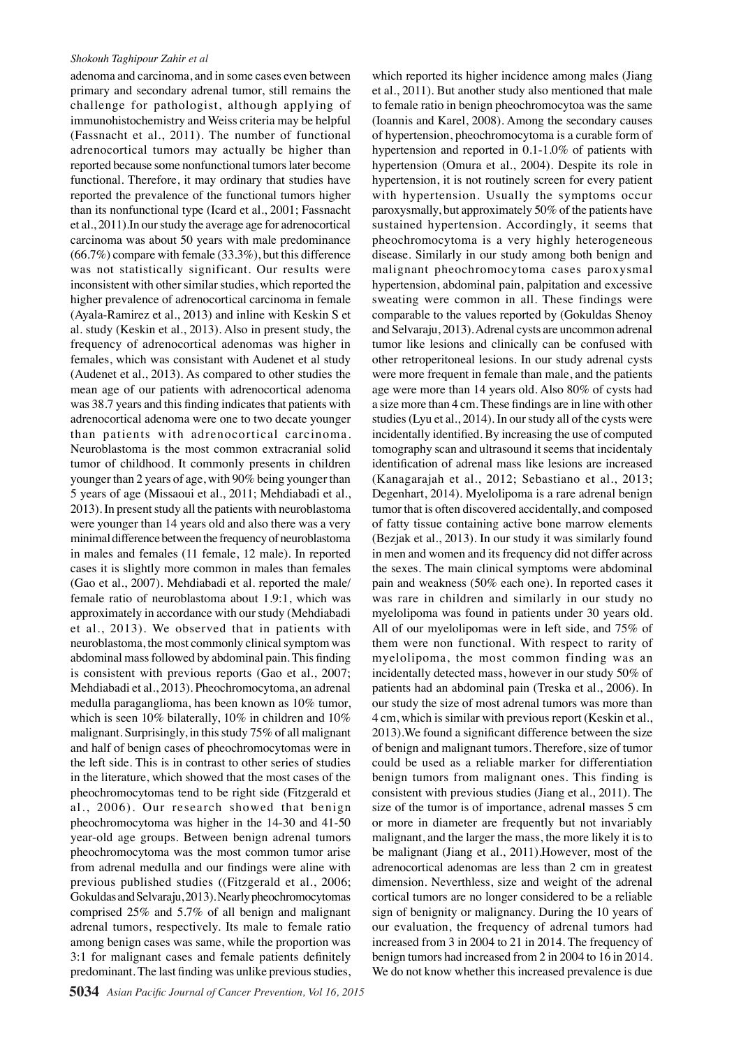adenoma and carcinoma, and in some cases even between primary and secondary adrenal tumor, still remains the challenge for pathologist, although applying of immunohistochemistry and Weiss criteria may be helpful (Fassnacht et al., 2011). The number of functional adrenocortical tumors may actually be higher than reported because some nonfunctional tumors later become functional. Therefore, it may ordinary that studies have reported the prevalence of the functional tumors higher than its nonfunctional type (Icard et al., 2001; Fassnacht et al., 2011).In our study the average age for adrenocortical carcinoma was about 50 years with male predominance (66.7%) compare with female (33.3%), but this difference was not statistically significant. Our results were inconsistent with other similar studies, which reported the higher prevalence of adrenocortical carcinoma in female (Ayala-Ramirez et al., 2013) and inline with Keskin S et al. study (Keskin et al., 2013). Also in present study, the frequency of adrenocortical adenomas was higher in females, which was consistant with Audenet et al study (Audenet et al., 2013). As compared to other studies the mean age of our patients with adrenocortical adenoma was 38.7 years and this finding indicates that patients with adrenocortical adenoma were one to two decate younger than patients with adrenocortical carcinoma. Neuroblastoma is the most common extracranial solid tumor of childhood. It commonly presents in children younger than 2 years of age, with 90% being younger than 5 years of age (Missaoui et al., 2011; Mehdiabadi et al., 2013). In present study all the patients with neuroblastoma were younger than 14 years old and also there was a very minimal difference between the frequency of neuroblastoma in males and females (11 female, 12 male). In reported cases it is slightly more common in males than females (Gao et al., 2007). Mehdiabadi et al. reported the male/female ratio of neuroblastoma about 1.9:1, which was approximately in accordance with our study (Mehdiabadi et al., 2013). We observed that in patients with neuroblastoma, the most commonly clinical symptom was abdominal mass followed by abdominal pain. This finding is consistent with previous reports (Gao et al., 2007; Mehdiabadi et al., 2013). Pheochromocytoma, an adrenal medulla paraganglioma, has been known as 10% tumor, which is seen 10% bilaterally, 10% in children and 10% malignant. Surprisingly, in this study 75% of all malignant and half of benign cases of pheochromocytomas were in the left side. This is in contrast to other series of studies in the literature, which showed that the most cases of the pheochromocytomas tend to be right side (Fitzgerald et al., 2006). Our research showed that benign pheochromocytoma was higher in the 14-30 and 41-50 year-old age groups. Between benign adrenal tumors pheochromocytoma was the most common tumor arise from adrenal medulla and our findings were aline with previous published studies ((Fitzgerald et al., 2006; Gokuldas and Selvaraju, 2013). Nearly pheochromocytomas comprised 25% and 5.7% of all benign and malignant adrenal tumors, respectively. Its male to female ratio among benign cases was same, while the proportion was 3:1 for malignant cases and female patients definitely predominant. The last finding was unlike previous studies, which reported its higher incidence among males (Jiang et al., 2011). But another study also mentioned that male to female ratio in benign pheochromocytoa was the same (Ioannis and Karel, 2008). Among the secondary causes of hypertension, pheochromocytoma is a curable form of hypertension and reported in 0.1-1.0% of patients with hypertension (Omura et al., 2004). Despite its role in hypertension, it is not routinely screen for every patient with hypertension. Usually the symptoms occur paroxysmally, but approximately 50% of the patients have sustained hypertension. Accordingly, it seems that pheochromocytoma is a very highly heterogeneous disease. Similarly in our study among both benign and malignant pheochromocytoma cases paroxysmal hypertension, abdominal pain, palpitation and excessive sweating were common in all. These findings were comparable to the values reported by (Gokuldas Shenoy and Selvaraju, 2013). Adrenal cysts are uncommon adrenal tumor like lesions and clinically can be confused with other retroperitoneal lesions. In our study adrenal cysts were more frequent in female than male, and the patients age were more than 14 years old. Also 80% of cysts had a size more than 4 cm. These findings are in line with other studies (Lyu et al., 2014). In our study all of the cysts were incidentally identified. By increasing the use of computed tomography scan and ultrasound it seems that incidentaly identification of adrenal mass like lesions are increased (Kanagarajah et al., 2012; Sebastiano et al., 2013; Degenhart, 2014). Myelolipoma is a rare adrenal benign tumor that is often discovered accidentally, and composed of fatty tissue containing active bone marrow elements (Bezjak et al., 2013). In our study it was similarly found in men and women and its frequency did not differ across the sexes. The main clinical symptoms were abdominal pain and weakness (50% each one). In reported cases it was rare in children and similarly in our study no myelolipoma was found in patients under 30 years old. All of our myelolipomas were in left side, and 75% of them were non functional. With respect to rarity of myelolipoma, the most common finding was an incidentally detected mass, however in our study 50% of patients had an abdominal pain (Treska et al., 2006). In our study the size of most adrenal tumors was more than 4 cm, which is similar with previous report (Keskin et al., 2013).We found a significant difference between the size of benign and malignant tumors. Therefore, size of tumor could be used as a reliable marker for differentiation benign tumors from malignant ones. This finding is consistent with previous studies (Jiang et al., 2011). The size of the tumor is of importance, adrenal masses 5 cm or more in diameter are frequently but not invariably malignant, and the larger the mass, the more likely it is to be malignant (Jiang et al., 2011).However, most of the adrenocortical adenomas are less than 2 cm in greatest dimension. Neverthless, size and weight of the adrenal cortical tumors are no longer considered to be a reliable sign of benignity or malignancy. During the 10 years of our evaluation, the frequency of adrenal tumors had increased from 3 in 2004 to 21 in 2014. The frequency of benign tumors had increased from 2 in 2004 to 16 in 2014. We do not know whether this increased prevalence is due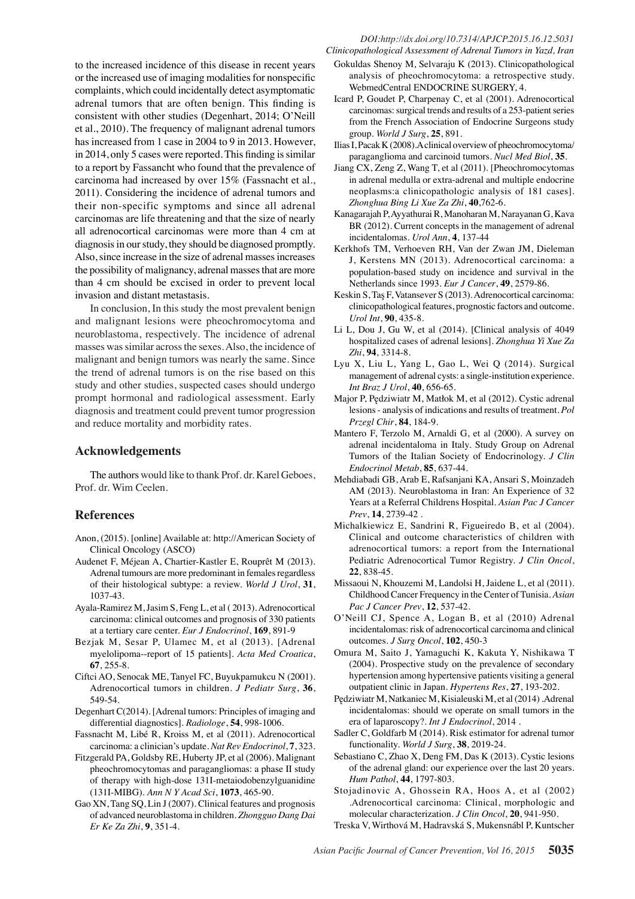to the increased incidence of this disease in recent years or the increased use of imaging modalities for nonspecific complaints, which could incidentally detect asymptomatic adrenal tumors that are often benign. This finding is consistent with other studies (Degenhart, 2014; O'Neill et al., 2010). The frequency of malignant adrenal tumors has increased from 1 case in 2004 to 9 in 2013. However, in 2014, only 5 cases were reported. This finding is similar to a report by Fassancht who found that the prevalence of carcinoma had increased by over 15% (Fassnacht et al., 2011). Considering the incidence of adrenal tumors and their non-specific symptoms and since all adrenal carcinomas are life threatening and that the size of nearly all adrenocortical carcinomas were more than 4 cm at diagnosis in our study, they should be diagnosed promptly. Also, since increase in the size of adrenal masses increases the possibility of malignancy, adrenal masses that are more than 4 cm should be excised in order to prevent local invasion and distant metastasis.

In conclusion, In this study the most prevalent benign and malignant lesions were pheochromocytoma and neuroblastoma, respectively. The incidence of adrenal masses was similar across the sexes. Also, the incidence of malignant and benign tumors was nearly the same. Since the trend of adrenal tumors is on the rise based on this study and other studies, suspected cases should undergo prompt hormonal and radiological assessment. Early diagnosis and treatment could prevent tumor progression and reduce mortality and morbidity rates.

## Acknowledgements

The authors would like to thank Prof. dr. Karel Geboes, Prof. dr. Wim Ceelen.

## References

Anon, (2015). [online] Available at: http://American Society of Clinical Oncology (ASCO)

Audenet F, Méjean A, Chartier-Kastler E, Rouprêt M (2013). Adrenal tumours are more predominant in females regardless of their histological subtype: a review. *World J Urol*, **31**, 1037-43.

Ayala-Ramirez M, Jasim S, Feng L, et al ( 2013). Adrenocortical carcinoma: clinical outcomes and prognosis of 330 patients at a tertiary care center. *Eur J Endocrinol*, **169**, 891-9

Bezjak M, Sesar P, Ulamec M, et al (2013). [Adrenal myelolipoma--report of 15 patients]. *Acta Med Croatica*, **67**, 255-8.

Ciftci AO, Senocak ME, Tanyel FC, Buyukpamukcu N (2001). Adrenocortical tumors in children. *J Pediatr Surg*, **36**, 549-54.

Degenhart C(2014). [Adrenal tumors: Principles of imaging and differential diagnostics]. *Radiologe*, **54**, 998-1006.

Fassnacht M, Libé R, Kroiss M, et al (2011). Adrenocortical carcinoma: a clinician's update. *Nat Rev Endocrinol*, **7**, 323.

Fitzgerald PA, Goldsby RE, Huberty JP, et al (2006). Malignant pheochromocytomas and paragangliomas: a phase II study of therapy with high-dose 131I-metaiodobenzylguanidine (131I-MIBG). *Ann N Y Acad Sci*, **1073**, 465-90.

Gao XN, Tang SQ, Lin J (2007). Clinical features and prognosis of advanced neuroblastoma in children. *Zhongguo Dang Dai Er Ke Za Zhi*, **9**, 351-4.

Gokuldas Shenoy M, Selvaraju K (2013). Clinicopathological analysis of pheochromocytoma: a retrospective study. WebmedCentral ENDOCRINE SURGERY, 4.

Icard P, Goudet P, Charpenay C, et al (2001). Adrenocortical carcinomas: surgical trends and results of a 253-patient series from the French Association of Endocrine Surgeons study group. *World J Surg*, **25**, 891.

Ilias I, Pacak K (2008). A clinical overview of pheochromocytoma/paraganglioma and carcinoid tumors. *Nucl Med Biol*, **35**.

Jiang CX, Zeng Z, Wang T, et al (2011). [Pheochromocytomas in adrenal medulla or extra-adrenal and multiple endocrine neoplasms:a clinicopathologic analysis of 181 cases]. *Zhonghua Bing Li Xue Za Zhi*, **40**,762-6.

Kanagarajah P, Ayyathurai R, Manoharan M, Narayanan G, Kava BR (2012). Current concepts in the management of adrenal incidentalomas. *Urol Ann*, **4**, 137-44

Kerkhofs TM, Verhoeven RH, Van der Zwan JM, Dieleman J, Kerstens MN (2013). Adrenocortical carcinoma: a population-based study on incidence and survival in the Netherlands since 1993. *Eur J Cancer*, **49**, 2579-86.

Keskin S, Taş F, Vatansever S (2013). Adrenocortical carcinoma: clinicopathological features, prognostic factors and outcome. *Urol Int*, **90**, 435-8.

Li L, Dou J, Gu W, et al (2014). [Clinical analysis of 4049 hospitalized cases of adrenal lesions]. *Zhonghua Yi Xue Za Zhi*, **94**, 3314-8.

Lyu X, Liu L, Yang L, Gao L, Wei Q (2014). Surgical management of adrenal cysts: a single-institution experience. *Int Braz J Urol*, **40**, 656-65.

Major P, Pędziwiatr M, Matłok M, et al (2012). Cystic adrenal lesions - analysis of indications and results of treatment. *Pol Przegl Chir*, **84**, 184-9.

Mantero F, Terzolo M, Arnaldi G, et al (2000). A survey on adrenal incidentaloma in Italy. Study Group on Adrenal Tumors of the Italian Society of Endocrinology. *J Clin Endocrinol Metab*, **85**, 637-44.

Mehdiabadi GB, Arab E, Rafsanjani KA, Ansari S, Moinzadeh AM (2013). Neuroblastoma in Iran: An Experience of 32 Years at a Referral Childrens Hospital. *Asian Pac J Cancer Prev*, **14**, 2739-42 .

Michalkiewicz E, Sandrini R, Figueiredo B, et al (2004). Clinical and outcome characteristics of children with adrenocortical tumors: a report from the International Pediatric Adrenocortical Tumor Registry. *J Clin Oncol*, **22**, 838-45.

Missaoui N, Khouzemi M, Landolsi H, Jaidene L, et al (2011). Childhood Cancer Frequency in the Center of Tunisia. *Asian Pac J Cancer Prev*, **12**, 537-42.

O'Neill CJ, Spence A, Logan B, et al (2010) Adrenal incidentalomas: risk of adrenocortical carcinoma and clinical outcomes. *J Surg Oncol*, **102**, 450-3

Omura M, Saito J, Yamaguchi K, Kakuta Y, Nishikawa T (2004). Prospective study on the prevalence of secondary hypertension among hypertensive patients visiting a general outpatient clinic in Japan. *Hypertens Res*, **27**, 193-202.

Pędziwiatr M, Natkaniec M, Kisialeuski M, et al (2014) .Adrenal incidentalomas: should we operate on small tumors in the era of laparoscopy?. *Int J Endocrinol*, 2014 .

Sadler C, Goldfarb M (2014). Risk estimator for adrenal tumor functionality. *World J Surg*, **38**, 2019-24.

Sebastiano C, Zhao X, Deng FM, Das K (2013). Cystic lesions of the adrenal gland: our experience over the last 20 years. *Hum Pathol*, **44**, 1797-803.

Stojadinovic A, Ghossein RA, Hoos A, et al (2002) .Adrenocortical carcinoma: Clinical, morphologic and molecular characterization. *J Clin Oncol*, **20**, 941-950.

Treska V, Wirthová M, Hadravská S, Mukensnábl P, Kuntscher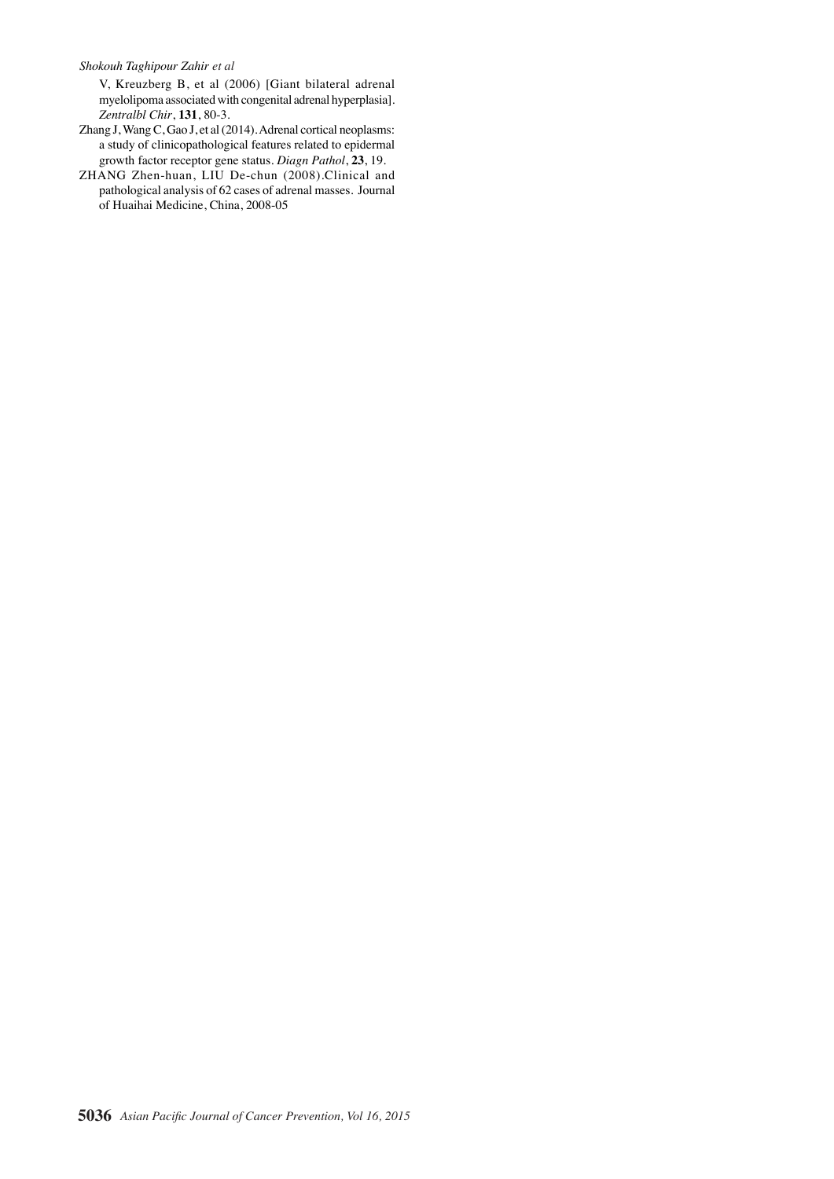V, Kreuzberg B, et al (2006) [Giant bilateral adrenal myelolipoma associated with congenital adrenal hyperplasia]. *Zentralbl Chir*, **131**, 80-3.

Zhang J, Wang C, Gao J, et al (2014). Adrenal cortical neoplasms: a study of clinicopathological features related to epidermal growth factor receptor gene status. *Diagn Pathol*, **23**, 19.

ZHANG Zhen-huan, LIU De-chun (2008).Clinical and pathological analysis of 62 cases of adrenal masses. Journal of Huaihai Medicine, China, 2008-05